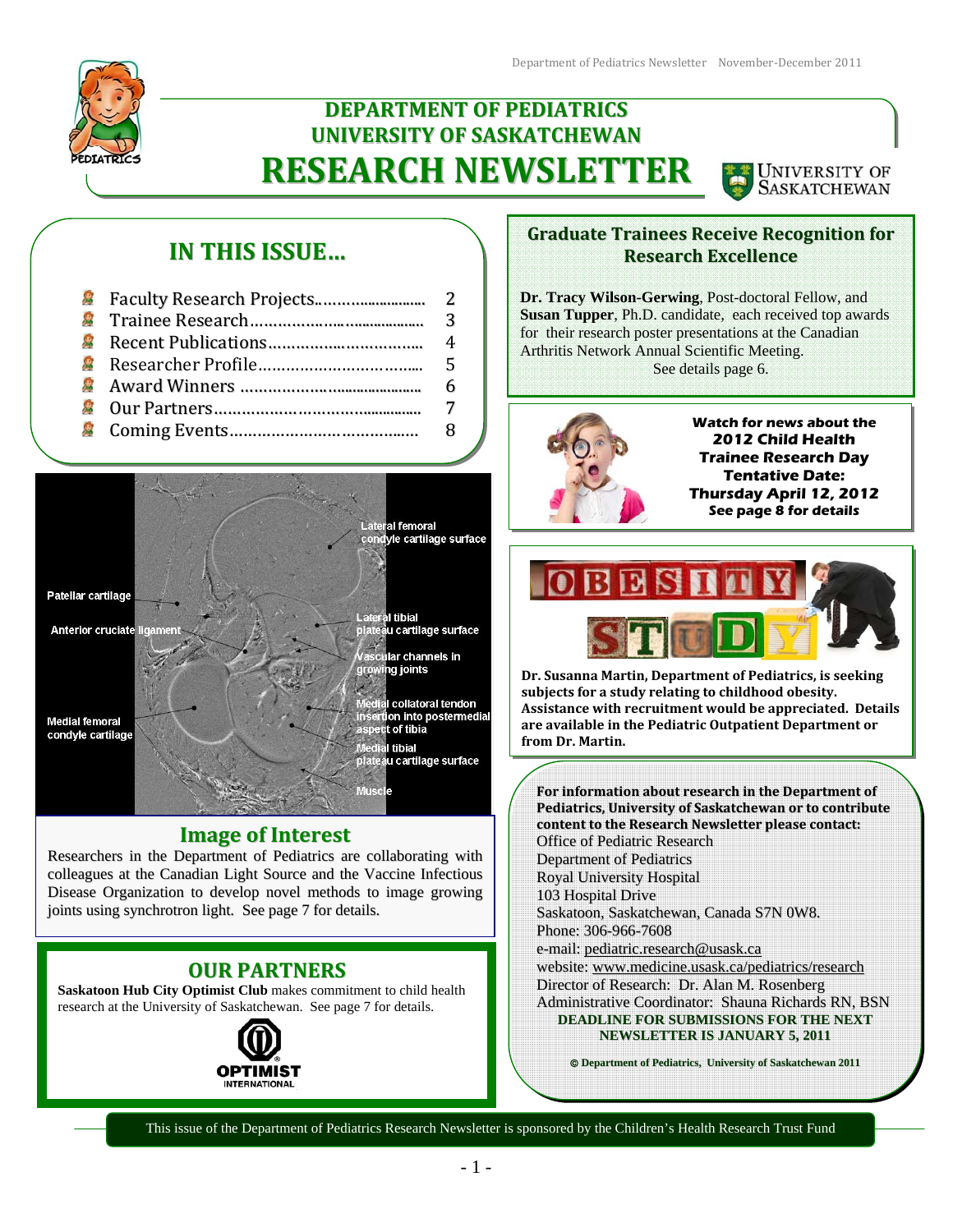# DEPARTMENT OF PEDIATRICS
# UNIVERSITY OF SASKATCHEWAN
# RESEARCH NEWSLETTER

## IN THIS ISSUE…

- Faculty Research Projects.......................... 2
- Trainee Research........................................ 3
- Recent Publications.................................... 4
- Researcher Profile....................................... 5
- Award Winners ........................................... 6
- Our Partners............................................... 7
- Coming Events............................................ 8

Patellar cartilage

Anterior cruciate ligament

Medial femoral condyle cartilage

Lateral femoral condyle cartilage surface

Lateral tibial plateau cartilage surface

Vascular channels in growing joints

Medial collateral tendon insertion into postermedial aspect of tibia

Medial tibial plateau cartilage surface

Muscle

## Image of Interest

Researchers in the Department of Pediatrics are collaborating with colleagues at the Canadian Light Source and the Vaccine Infectious Disease Organization to develop novel methods to image growing joints using synchrotron light. See page 7 for details.

## OUR PARTNERS

**Saskatoon Hub City Optimist Club** makes commitment to child health research at the University of Saskatchewan. See page 7 for details.

OPTIMIST INTERNATIONAL

## Graduate Trainees Receive Recognition for Research Excellence

**Dr. Tracy Wilson-Gerwing**, Post-doctoral Fellow, and **Susan Tupper**, Ph.D. candidate, each received top awards for their research poster presentations at the Canadian Arthritis Network Annual Scientific Meeting.

See details page 6.

***Watch for news about the 2012 Child Health Trainee Research Day***
***Tentative Date: Thursday April 12, 2012***
***See page 8 for details***

OBESITY STUDY

**Dr. Susanna Martin, Department of Pediatrics, is seeking subjects for a study relating to childhood obesity. Assistance with recruitment would be appreciated. Details are available in the Pediatric Outpatient Department or from Dr. Martin.**

**For information about research in the Department of Pediatrics, University of Saskatchewan or to contribute content to the Research Newsletter please contact:**

Office of Pediatric Research
Department of Pediatrics
Royal University Hospital
103 Hospital Drive
Saskatoon, Saskatchewan, Canada S7N 0W8.
Phone: 306-966-7608
e-mail: pediatric.research@usask.ca
website: www.medicine.usask.ca/pediatrics/research
Director of Research: Dr. Alan M. Rosenberg
Administrative Coordinator: Shauna Richards RN, BSN

**DEADLINE FOR SUBMISSIONS FOR THE NEXT NEWSLETTER IS JANUARY 5, 2011**

**© Department of Pediatrics, University of Saskatchewan 2011**

This issue of the Department of Pediatrics Research Newsletter is sponsored by the Children's Health Research Trust Fund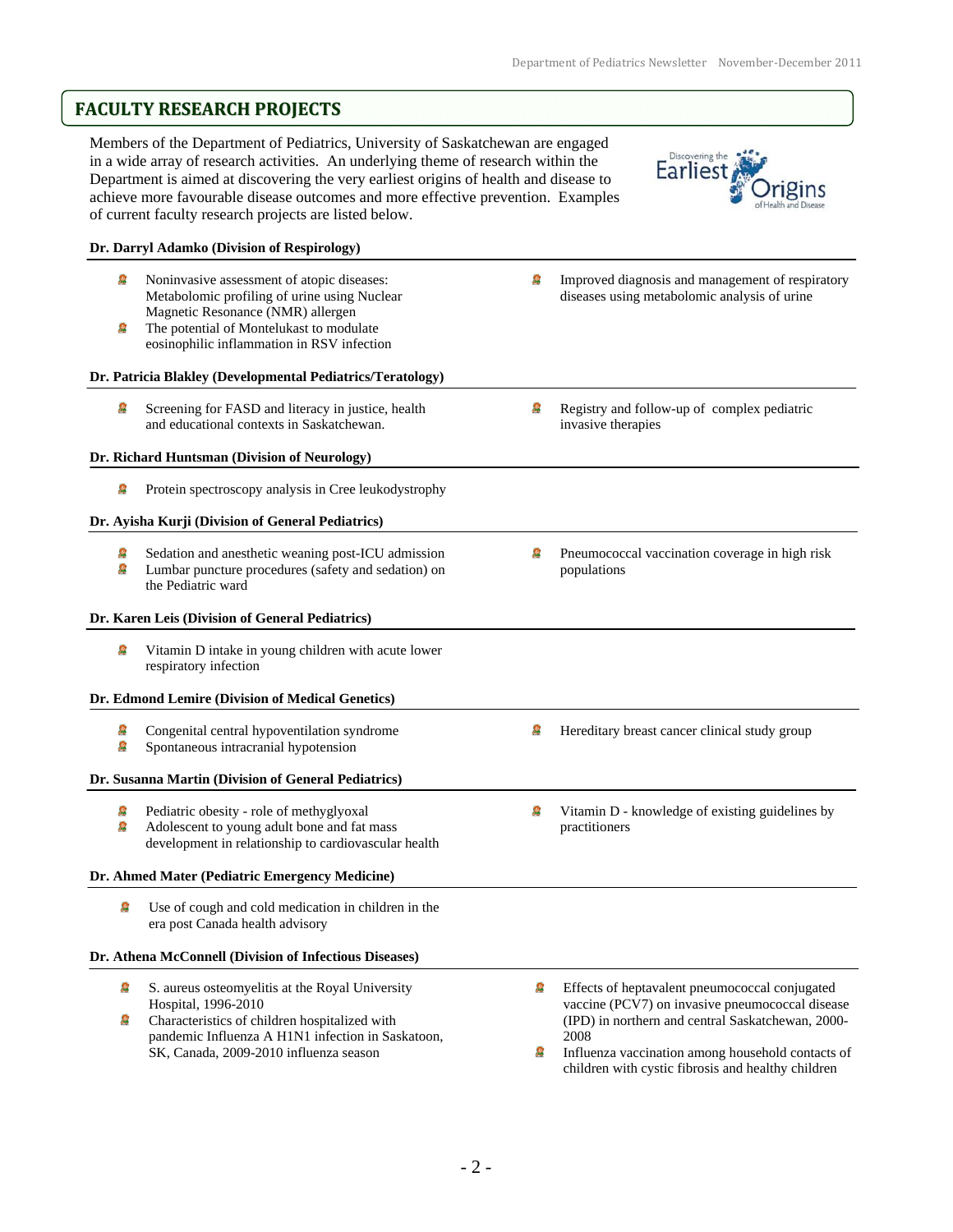## FACULTY RESEARCH PROJECTS

Members of the Department of Pediatrics, University of Saskatchewan are engaged in a wide array of research activities. An underlying theme of research within the Department is aimed at discovering the very earliest origins of health and disease to achieve more favourable disease outcomes and more effective prevention. Examples of current faculty research projects are listed below.

**Dr. Darryl Adamko (Division of Respirology)**

- Noninvasive assessment of atopic diseases: Metabolomic profiling of urine using Nuclear Magnetic Resonance (NMR) allergen
- The potential of Montelukast to modulate eosinophilic inflammation in RSV infection
- Improved diagnosis and management of respiratory diseases using metabolomic analysis of urine

**Dr. Patricia Blakley (Developmental Pediatrics/Teratology)**

- Screening for FASD and literacy in justice, health and educational contexts in Saskatchewan.
- Registry and follow-up of complex pediatric invasive therapies

**Dr. Richard Huntsman (Division of Neurology)**

- Protein spectroscopy analysis in Cree leukodystrophy

**Dr. Ayisha Kurji (Division of General Pediatrics)**

- Sedation and anesthetic weaning post-ICU admission
- Lumbar puncture procedures (safety and sedation) on the Pediatric ward
- Pneumococcal vaccination coverage in high risk populations

**Dr. Karen Leis (Division of General Pediatrics)**

- Vitamin D intake in young children with acute lower respiratory infection

**Dr. Edmond Lemire (Division of Medical Genetics)**

- Congenital central hypoventilation syndrome
- Spontaneous intracranial hypotension
- Hereditary breast cancer clinical study group

**Dr. Susanna Martin (Division of General Pediatrics)**

- Pediatric obesity - role of methyglyoxal
- Adolescent to young adult bone and fat mass development in relationship to cardiovascular health
- Vitamin D - knowledge of existing guidelines by practitioners

**Dr. Ahmed Mater (Pediatric Emergency Medicine)**

- Use of cough and cold medication in children in the era post Canada health advisory

**Dr. Athena McConnell (Division of Infectious Diseases)**

- S. aureus osteomyelitis at the Royal University Hospital, 1996-2010
- Characteristics of children hospitalized with pandemic Influenza A H1N1 infection in Saskatoon, SK, Canada, 2009-2010 influenza season
- Effects of heptavalent pneumococcal conjugated vaccine (PCV7) on invasive pneumococcal disease (IPD) in northern and central Saskatchewan, 2000-2008
- Influenza vaccination among household contacts of children with cystic fibrosis and healthy children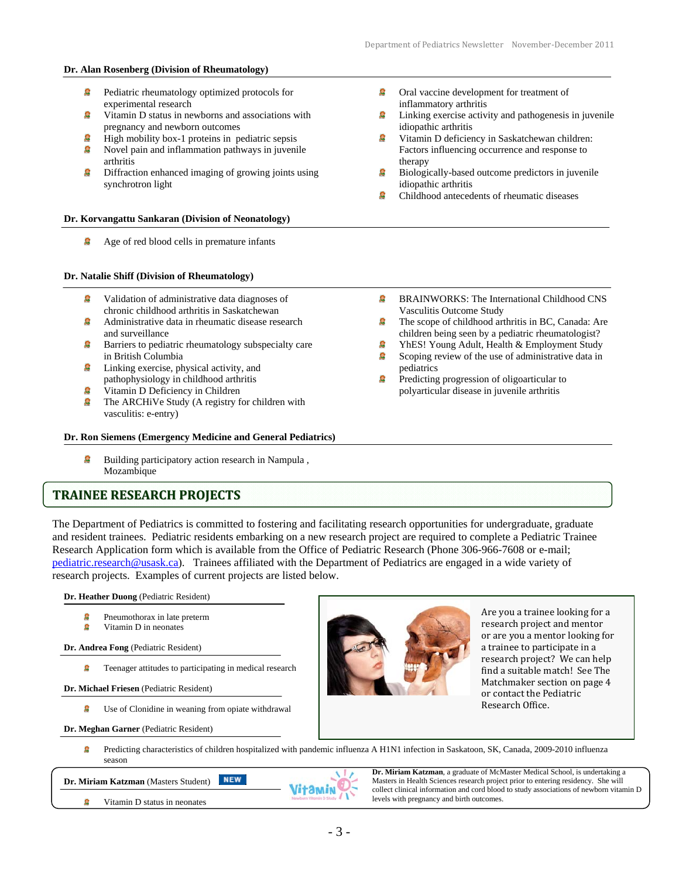**Dr. Alan Rosenberg (Division of Rheumatology)**

- Pediatric rheumatology optimized protocols for experimental research
- Vitamin D status in newborns and associations with pregnancy and newborn outcomes
- High mobility box-1 proteins in pediatric sepsis
- Novel pain and inflammation pathways in juvenile arthritis
- Diffraction enhanced imaging of growing joints using synchrotron light
- Oral vaccine development for treatment of inflammatory arthritis
- Linking exercise activity and pathogenesis in juvenile idiopathic arthritis
- Vitamin D deficiency in Saskatchewan children: Factors influencing occurrence and response to therapy
- Biologically-based outcome predictors in juvenile idiopathic arthritis
- Childhood antecedents of rheumatic diseases

**Dr. Korvangattu Sankaran (Division of Neonatology)**

- Age of red blood cells in premature infants

**Dr. Natalie Shiff (Division of Rheumatology)**

- Validation of administrative data diagnoses of chronic childhood arthritis in Saskatchewan
- Administrative data in rheumatic disease research and surveillance
- Barriers to pediatric rheumatology subspecialty care in British Columbia
- Linking exercise, physical activity, and pathophysiology in childhood arthritis
- Vitamin D Deficiency in Children
- The ARCHiVe Study (A registry for children with vasculitis: e-entry)
- BRAINWORKS: The International Childhood CNS Vasculitis Outcome Study
- The scope of childhood arthritis in BC, Canada: Are children being seen by a pediatric rheumatologist?
- YhES! Young Adult, Health & Employment Study
- Scoping review of the use of administrative data in pediatrics
- Predicting progression of oligoarticular to polyarticular disease in juvenile arthritis

**Dr. Ron Siemens (Emergency Medicine and General Pediatrics)**

- Building participatory action research in Nampula , Mozambique

## TRAINEE RESEARCH PROJECTS

The Department of Pediatrics is committed to fostering and facilitating research opportunities for undergraduate, graduate and resident trainees. Pediatric residents embarking on a new research project are required to complete a Pediatric Trainee Research Application form which is available from the Office of Pediatric Research (Phone 306-966-7608 or e-mail; pediatric.research@usask.ca). Trainees affiliated with the Department of Pediatrics are engaged in a wide variety of research projects. Examples of current projects are listed below.

**Dr. Heather Duong** (Pediatric Resident)

- Pneumothorax in late preterm
- Vitamin D in neonates

**Dr. Andrea Fong** (Pediatric Resident)

- Teenager attitudes to participating in medical research

**Dr. Michael Friesen** (Pediatric Resident)

- Use of Clonidine in weaning from opiate withdrawal

**Dr. Meghan Garner** (Pediatric Resident)

- Predicting characteristics of children hospitalized with pandemic influenza A H1N1 infection in Saskatoon, SK, Canada, 2009-2010 influenza season

Are you a trainee looking for a research project and mentor or are you a mentor looking for a trainee to participate in a research project? We can help find a suitable match! See The Matchmaker section on page 4 or contact the Pediatric Research Office.

**Dr. Miriam Katzman** (Masters Student) NEW

- Vitamin D status in neonates

**Dr. Miriam Katzman**, a graduate of McMaster Medical School, is undertaking a Masters in Health Sciences research project prior to entering residency. She will collect clinical information and cord blood to study associations of newborn vitamin D levels with pregnancy and birth outcomes.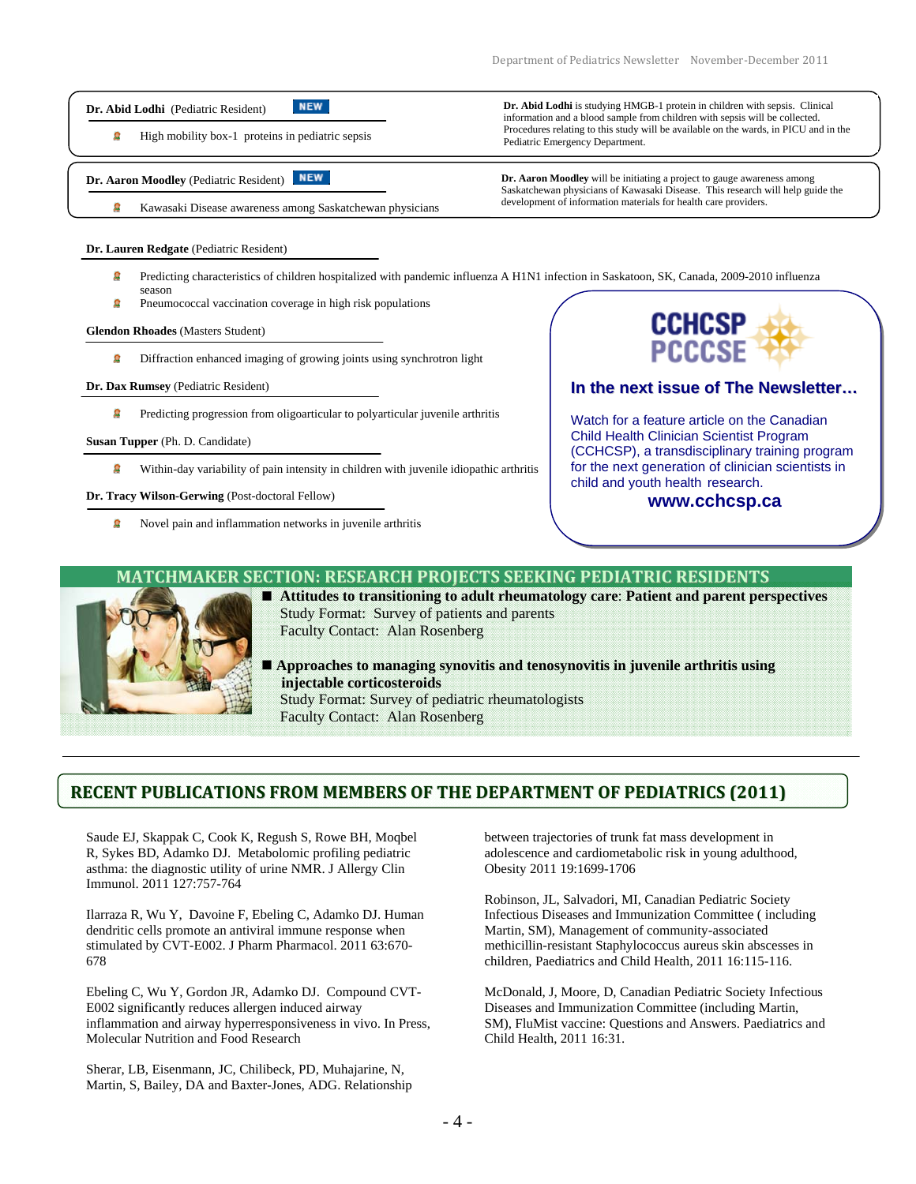**Dr. Abid Lodhi** (Pediatric Resident) NEW

- High mobility box-1 proteins in pediatric sepsis

**Dr. Abid Lodhi** is studying HMGB-1 protein in children with sepsis. Clinical information and a blood sample from children with sepsis will be collected. Procedures relating to this study will be available on the wards, in PICU and in the Pediatric Emergency Department.

**Dr. Aaron Moodley** (Pediatric Resident) NEW

- Kawasaki Disease awareness among Saskatchewan physicians

**Dr. Aaron Moodley** will be initiating a project to gauge awareness among Saskatchewan physicians of Kawasaki Disease. This research will help guide the development of information materials for health care providers.

**Dr. Lauren Redgate** (Pediatric Resident)

- Predicting characteristics of children hospitalized with pandemic influenza A H1N1 infection in Saskatoon, SK, Canada, 2009-2010 influenza season
- Pneumococcal vaccination coverage in high risk populations

**Glendon Rhoades** (Masters Student)

- Diffraction enhanced imaging of growing joints using synchrotron light

**Dr. Dax Rumsey** (Pediatric Resident)

- Predicting progression from oligoarticular to polyarticular juvenile arthritis

**Susan Tupper** (Ph. D. Candidate)

- Within-day variability of pain intensity in children with juvenile idiopathic arthritis

**Dr. Tracy Wilson-Gerwing** (Post-doctoral Fellow)

- Novel pain and inflammation networks in juvenile arthritis

CCHCSP PCCCSE

**In the next issue of The Newsletter…**

Watch for a feature article on the Canadian Child Health Clinician Scientist Program (CCHCSP), a transdisciplinary training program for the next generation of clinician scientists in child and youth health research.

**www.cchcsp.ca**

## MATCHMAKER SECTION: RESEARCH PROJECTS SEEKING PEDIATRIC RESIDENTS

- **Attitudes to transitioning to adult rheumatology care: Patient and parent perspectives**
  Study Format: Survey of patients and parents
  Faculty Contact: Alan Rosenberg

- **Approaches to managing synovitis and tenosynovitis in juvenile arthritis using injectable corticosteroids**
  Study Format: Survey of pediatric rheumatologists
  Faculty Contact: Alan Rosenberg

## RECENT PUBLICATIONS FROM MEMBERS OF THE DEPARTMENT OF PEDIATRICS (2011)

Saude EJ, Skappak C, Cook K, Regush S, Rowe BH, Moqbel R, Sykes BD, Adamko DJ. Metabolomic profiling pediatric asthma: the diagnostic utility of urine NMR. J Allergy Clin Immunol. 2011 127:757-764

Ilarraza R, Wu Y, Davoine F, Ebeling C, Adamko DJ. Human dendritic cells promote an antiviral immune response when stimulated by CVT-E002. J Pharm Pharmacol. 2011 63:670-678

Ebeling C, Wu Y, Gordon JR, Adamko DJ. Compound CVT-E002 significantly reduces allergen induced airway inflammation and airway hyperresponsiveness in vivo. In Press, Molecular Nutrition and Food Research

Sherar, LB, Eisenmann, JC, Chilibeck, PD, Muhajarine, N, Martin, S, Bailey, DA and Baxter-Jones, ADG. Relationship between trajectories of trunk fat mass development in adolescence and cardiometabolic risk in young adulthood, Obesity 2011 19:1699-1706

Robinson, JL, Salvadori, MI, Canadian Pediatric Society Infectious Diseases and Immunization Committee ( including Martin, SM), Management of community-associated methicillin-resistant Staphylococcus aureus skin abscesses in children, Paediatrics and Child Health, 2011 16:115-116.

McDonald, J, Moore, D, Canadian Pediatric Society Infectious Diseases and Immunization Committee (including Martin, SM), FluMist vaccine: Questions and Answers. Paediatrics and Child Health, 2011 16:31.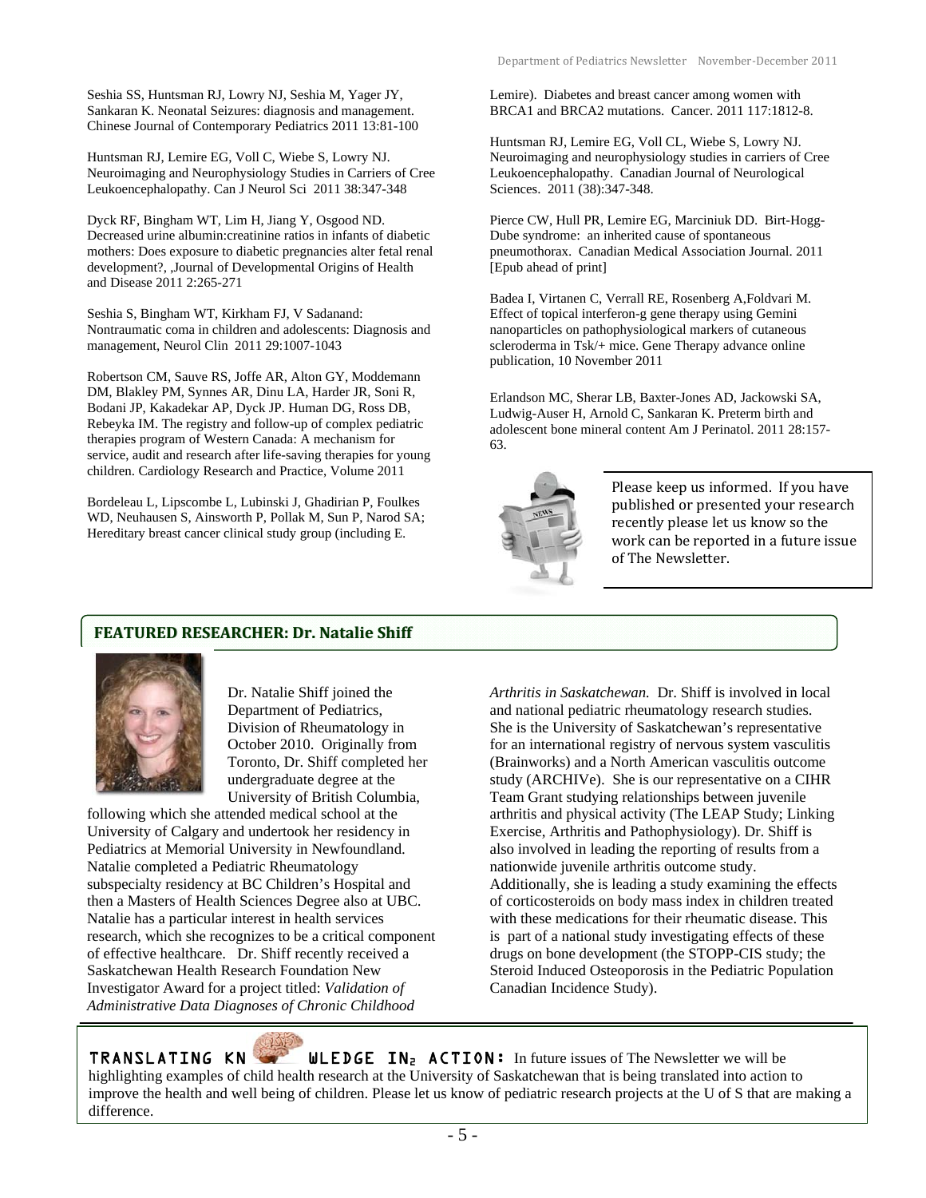Seshia SS, Huntsman RJ, Lowry NJ, Seshia M, Yager JY, Sankaran K. Neonatal Seizures: diagnosis and management. Chinese Journal of Contemporary Pediatrics 2011 13:81-100

Huntsman RJ, Lemire EG, Voll C, Wiebe S, Lowry NJ. Neuroimaging and Neurophysiology Studies in Carriers of Cree Leukoencephalopathy. Can J Neurol Sci 2011 38:347-348

Dyck RF, Bingham WT, Lim H, Jiang Y, Osgood ND. Decreased urine albumin:creatinine ratios in infants of diabetic mothers: Does exposure to diabetic pregnancies alter fetal renal development?, ,Journal of Developmental Origins of Health and Disease 2011 2:265-271

Seshia S, Bingham WT, Kirkham FJ, V Sadanand: Nontraumatic coma in children and adolescents: Diagnosis and management, Neurol Clin 2011 29:1007-1043

Robertson CM, Sauve RS, Joffe AR, Alton GY, Moddemann DM, Blakley PM, Synnes AR, Dinu LA, Harder JR, Soni R, Bodani JP, Kakadekar AP, Dyck JP. Human DG, Ross DB, Rebeyka IM. The registry and follow-up of complex pediatric therapies program of Western Canada: A mechanism for service, audit and research after life-saving therapies for young children. Cardiology Research and Practice, Volume 2011

Bordeleau L, Lipscombe L, Lubinski J, Ghadirian P, Foulkes WD, Neuhausen S, Ainsworth P, Pollak M, Sun P, Narod SA; Hereditary breast cancer clinical study group (including E. Lemire). Diabetes and breast cancer among women with BRCA1 and BRCA2 mutations. Cancer. 2011 117:1812-8.

Huntsman RJ, Lemire EG, Voll CL, Wiebe S, Lowry NJ. Neuroimaging and neurophysiology studies in carriers of Cree Leukoencephalopathy. Canadian Journal of Neurological Sciences. 2011 (38):347-348.

Pierce CW, Hull PR, Lemire EG, Marciniuk DD. Birt-Hogg-Dube syndrome: an inherited cause of spontaneous pneumothorax. Canadian Medical Association Journal. 2011 [Epub ahead of print]

Badea I, Virtanen C, Verrall RE, Rosenberg A,Foldvari M. Effect of topical interferon-g gene therapy using Gemini nanoparticles on pathophysiological markers of cutaneous scleroderma in Tsk/+ mice. Gene Therapy advance online publication, 10 November 2011

Erlandson MC, Sherar LB, Baxter-Jones AD, Jackowski SA, Ludwig-Auser H, Arnold C, Sankaran K. Preterm birth and adolescent bone mineral content Am J Perinatol. 2011 28:157-63.

Please keep us informed. If you have published or presented your research recently please let us know so the work can be reported in a future issue of The Newsletter.

## FEATURED RESEARCHER: Dr. Natalie Shiff

Dr. Natalie Shiff joined the Department of Pediatrics, Division of Rheumatology in October 2010. Originally from Toronto, Dr. Shiff completed her undergraduate degree at the University of British Columbia, following which she attended medical school at the University of Calgary and undertook her residency in Pediatrics at Memorial University in Newfoundland. Natalie completed a Pediatric Rheumatology subspecialty residency at BC Children's Hospital and then a Masters of Health Sciences Degree also at UBC. Natalie has a particular interest in health services research, which she recognizes to be a critical component of effective healthcare. Dr. Shiff recently received a Saskatchewan Health Research Foundation New Investigator Award for a project titled: *Validation of Administrative Data Diagnoses of Chronic Childhood Arthritis in Saskatchewan.* Dr. Shiff is involved in local and national pediatric rheumatology research studies. She is the University of Saskatchewan's representative for an international registry of nervous system vasculitis (Brainworks) and a North American vasculitis outcome study (ARCHIVe). She is our representative on a CIHR Team Grant studying relationships between juvenile arthritis and physical activity (The LEAP Study; Linking Exercise, Arthritis and Pathophysiology). Dr. Shiff is also involved in leading the reporting of results from a nationwide juvenile arthritis outcome study. Additionally, she is leading a study examining the effects of corticosteroids on body mass index in children treated with these medications for their rheumatic disease. This is part of a national study investigating effects of these drugs on bone development (the STOPP-CIS study; the Steroid Induced Osteoporosis in the Pediatric Population Canadian Incidence Study).

**TRANSLATING KNOWLEDGE IN$_2$ ACTION:** In future issues of The Newsletter we will be highlighting examples of child health research at the University of Saskatchewan that is being translated into action to improve the health and well being of children. Please let us know of pediatric research projects at the U of S that are making a difference.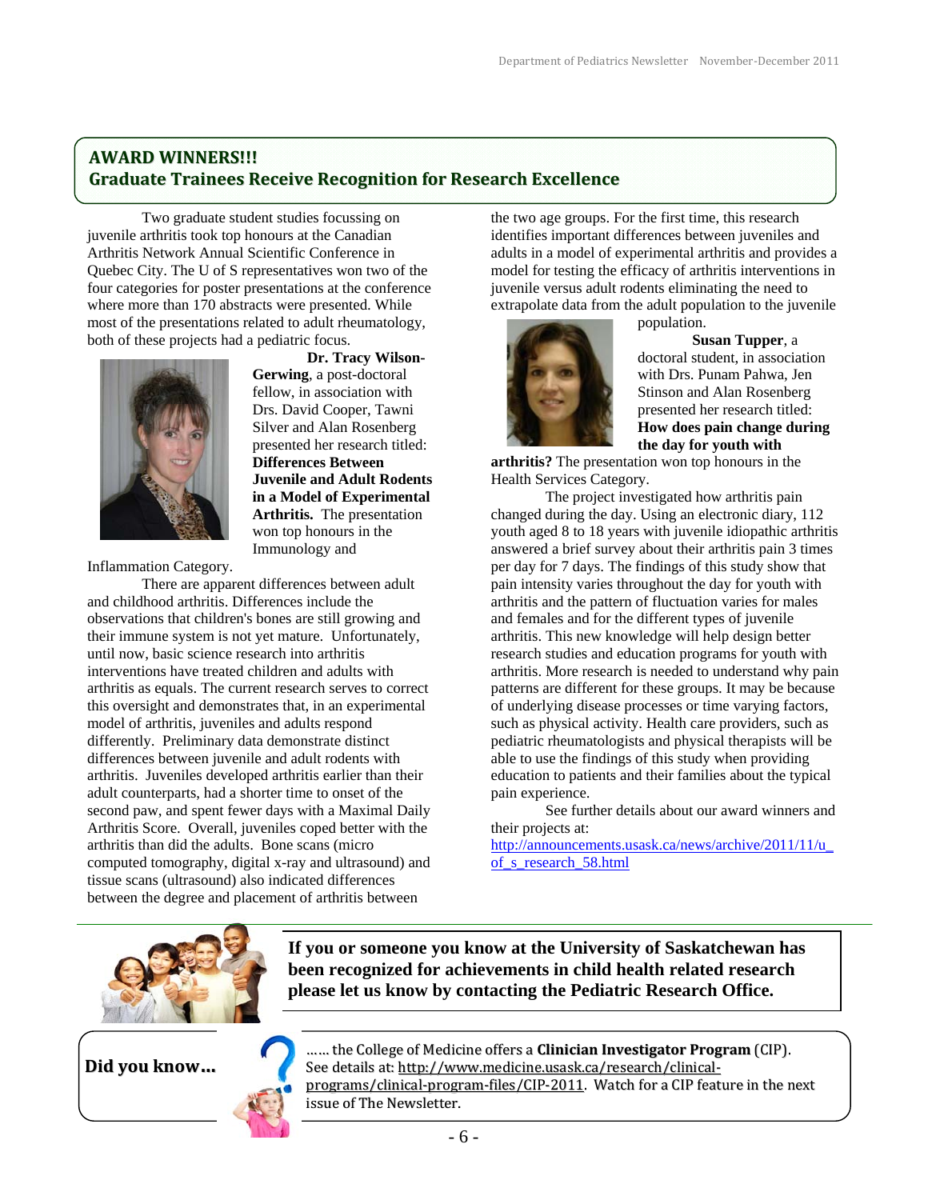## AWARD WINNERS!!!
## Graduate Trainees Receive Recognition for Research Excellence

Two graduate student studies focussing on juvenile arthritis took top honours at the Canadian Arthritis Network Annual Scientific Conference in Quebec City. The U of S representatives won two of the four categories for poster presentations at the conference where more than 170 abstracts were presented. While most of the presentations related to adult rheumatology, both of these projects had a pediatric focus.

**Dr. Tracy Wilson-Gerwing**, a post-doctoral fellow, in association with Drs. David Cooper, Tawni Silver and Alan Rosenberg presented her research titled: **Differences Between Juvenile and Adult Rodents in a Model of Experimental Arthritis.** The presentation won top honours in the Immunology and Inflammation Category.

There are apparent differences between adult and childhood arthritis. Differences include the observations that children's bones are still growing and their immune system is not yet mature. Unfortunately, until now, basic science research into arthritis interventions have treated children and adults with arthritis as equals. The current research serves to correct this oversight and demonstrates that, in an experimental model of arthritis, juveniles and adults respond differently. Preliminary data demonstrate distinct differences between juvenile and adult rodents with arthritis. Juveniles developed arthritis earlier than their adult counterparts, had a shorter time to onset of the second paw, and spent fewer days with a Maximal Daily Arthritis Score. Overall, juveniles coped better with the arthritis than did the adults. Bone scans (micro computed tomography, digital x-ray and ultrasound) and tissue scans (ultrasound) also indicated differences between the degree and placement of arthritis between the two age groups. For the first time, this research identifies important differences between juveniles and adults in a model of experimental arthritis and provides a model for testing the efficacy of arthritis interventions in juvenile versus adult rodents eliminating the need to extrapolate data from the adult population to the juvenile population.

**Susan Tupper**, a doctoral student, in association with Drs. Punam Pahwa, Jen Stinson and Alan Rosenberg presented her research titled: **How does pain change during the day for youth with arthritis?** The presentation won top honours in the Health Services Category.

The project investigated how arthritis pain changed during the day. Using an electronic diary, 112 youth aged 8 to 18 years with juvenile idiopathic arthritis answered a brief survey about their arthritis pain 3 times per day for 7 days. The findings of this study show that pain intensity varies throughout the day for youth with arthritis and the pattern of fluctuation varies for males and females and for the different types of juvenile arthritis. This new knowledge will help design better research studies and education programs for youth with arthritis. More research is needed to understand why pain patterns are different for these groups. It may be because of underlying disease processes or time varying factors, such as physical activity. Health care providers, such as pediatric rheumatologists and physical therapists will be able to use the findings of this study when providing education to patients and their families about the typical pain experience.

See further details about our award winners and their projects at: http://announcements.usask.ca/news/archive/2011/11/u_of_s_research_58.html

**If you or someone you know at the University of Saskatchewan has been recognized for achievements in child health related research please let us know by contacting the Pediatric Research Office.**

**Did you know…**

…… the College of Medicine offers a **Clinician Investigator Program** (CIP). See details at: http://www.medicine.usask.ca/research/clinical-programs/clinical-program-files/CIP-2011. Watch for a CIP feature in the next issue of The Newsletter.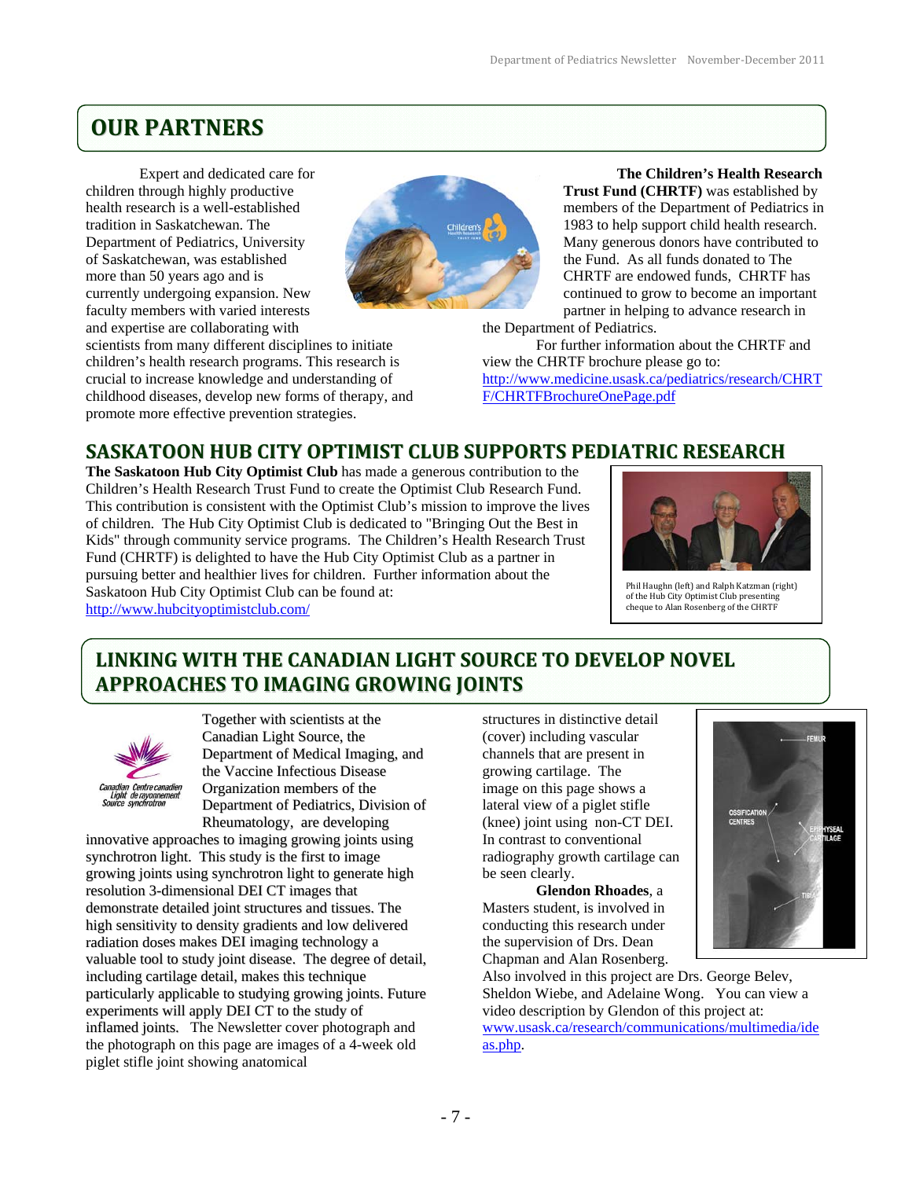## OUR PARTNERS

Expert and dedicated care for children through highly productive health research is a well-established tradition in Saskatchewan. The Department of Pediatrics, University of Saskatchewan, was established more than 50 years ago and is currently undergoing expansion. New faculty members with varied interests and expertise are collaborating with scientists from many different disciplines to initiate children's health research programs. This research is crucial to increase knowledge and understanding of childhood diseases, develop new forms of therapy, and promote more effective prevention strategies.

**The Children's Health Research Trust Fund (CHRTF)** was established by members of the Department of Pediatrics in 1983 to help support child health research. Many generous donors have contributed to the Fund. As all funds donated to The CHRTF are endowed funds, CHRTF has continued to grow to become an important partner in helping to advance research in the Department of Pediatrics.

For further information about the CHRTF and view the CHRTF brochure please go to: [http://www.medicine.usask.ca/pediatrics/research/CHRTF/CHRTFBrochureOnePage.pdf](http://www.medicine.usask.ca/pediatrics/research/CHRTF/CHRTFBrochureOnePage.pdf)

## SASKATOON HUB CITY OPTIMIST CLUB SUPPORTS PEDIATRIC RESEARCH

**The Saskatoon Hub City Optimist Club** has made a generous contribution to the Children's Health Research Trust Fund to create the Optimist Club Research Fund. This contribution is consistent with the Optimist Club's mission to improve the lives of children. The Hub City Optimist Club is dedicated to "Bringing Out the Best in Kids" through community service programs. The Children's Health Research Trust Fund (CHRTF) is delighted to have the Hub City Optimist Club as a partner in pursuing better and healthier lives for children. Further information about the Saskatoon Hub City Optimist Club can be found at: [http://www.hubcityoptimistclub.com/](http://www.hubcityoptimistclub.com/)

Phil Haughn (left) and Ralph Katzman (right) of the Hub City Optimist Club presenting cheque to Alan Rosenberg of the CHRTF

## LINKING WITH THE CANADIAN LIGHT SOURCE TO DEVELOP NOVEL APPROACHES TO IMAGING GROWING JOINTS

Together with scientists at the Canadian Light Source, the Department of Medical Imaging, and the Vaccine Infectious Disease Organization members of the Department of Pediatrics, Division of Rheumatology, are developing innovative approaches to imaging growing joints using synchrotron light. This study is the first to image growing joints using synchrotron light to generate high resolution 3-dimensional DEI CT images that demonstrate detailed joint structures and tissues. The high sensitivity to density gradients and low delivered radiation doses makes DEI imaging technology a valuable tool to study joint disease. The degree of detail, including cartilage detail, makes this technique particularly applicable to studying growing joints. Future experiments will apply DEI CT to the study of inflamed joints. The Newsletter cover photograph and the photograph on this page are images of a 4-week old piglet stifle joint showing anatomical structures in distinctive detail (cover) including vascular channels that are present in growing cartilage. The image on this page shows a lateral view of a piglet stifle (knee) joint using non-CT DEI. In contrast to conventional radiography growth cartilage can be seen clearly.

**Glendon Rhoades**, a Masters student, is involved in conducting this research under the supervision of Drs. Dean Chapman and Alan Rosenberg. Also involved in this project are Drs. George Belev, Sheldon Wiebe, and Adelaine Wong. You can view a video description by Glendon of this project at: [www.usask.ca/research/communications/multimedia/ideas.php](www.usask.ca/research/communications/multimedia/ideas.php).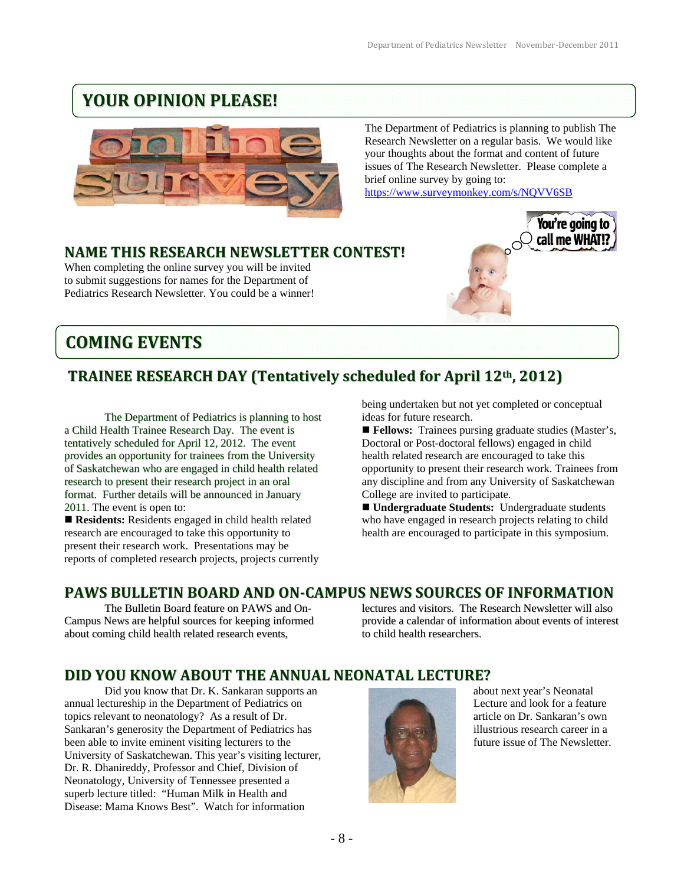## YOUR OPINION PLEASE!

The Department of Pediatrics is planning to publish The Research Newsletter on a regular basis. We would like your thoughts about the format and content of future issues of The Research Newsletter. Please complete a brief online survey by going to: https://www.surveymonkey.com/s/NQVV6SB

### NAME THIS RESEARCH NEWSLETTER CONTEST!

When completing the online survey you will be invited to submit suggestions for names for the Department of Pediatrics Research Newsletter. You could be a winner!

## COMING EVENTS

### TRAINEE RESEARCH DAY (Tentatively scheduled for April 12th, 2012)

The Department of Pediatrics is planning to host a Child Health Trainee Research Day. The event is tentatively scheduled for April 12, 2012. The event provides an opportunity for trainees from the University of Saskatchewan who are engaged in child health related research to present their research project in an oral format. Further details will be announced in January 2011. The event is open to:

- **Residents:** Residents engaged in child health related research are encouraged to take this opportunity to present their research work. Presentations may be reports of completed research projects, projects currently being undertaken but not yet completed or conceptual ideas for future research.
- **Fellows:** Trainees pursing graduate studies (Master's, Doctoral or Post-doctoral fellows) engaged in child health related research are encouraged to take this opportunity to present their research work. Trainees from any discipline and from any University of Saskatchewan College are invited to participate.
- **Undergraduate Students:** Undergraduate students who have engaged in research projects relating to child health are encouraged to participate in this symposium.

### PAWS BULLETIN BOARD AND ON-CAMPUS NEWS SOURCES OF INFORMATION

The Bulletin Board feature on PAWS and On-Campus News are helpful sources for keeping informed about coming child health related research events, lectures and visitors. The Research Newsletter will also provide a calendar of information about events of interest to child health researchers.

### DID YOU KNOW ABOUT THE ANNUAL NEONATAL LECTURE?

Did you know that Dr. K. Sankaran supports an annual lectureship in the Department of Pediatrics on topics relevant to neonatology? As a result of Dr. Sankaran's generosity the Department of Pediatrics has been able to invite eminent visiting lecturers to the University of Saskatchewan. This year's visiting lecturer, Dr. R. Dhanireddy, Professor and Chief, Division of Neonatology, University of Tennessee presented a superb lecture titled: "Human Milk in Health and Disease: Mama Knows Best". Watch for information about next year's Neonatal Lecture and look for a feature article on Dr. Sankaran's own illustrious research career in a future issue of The Newsletter.